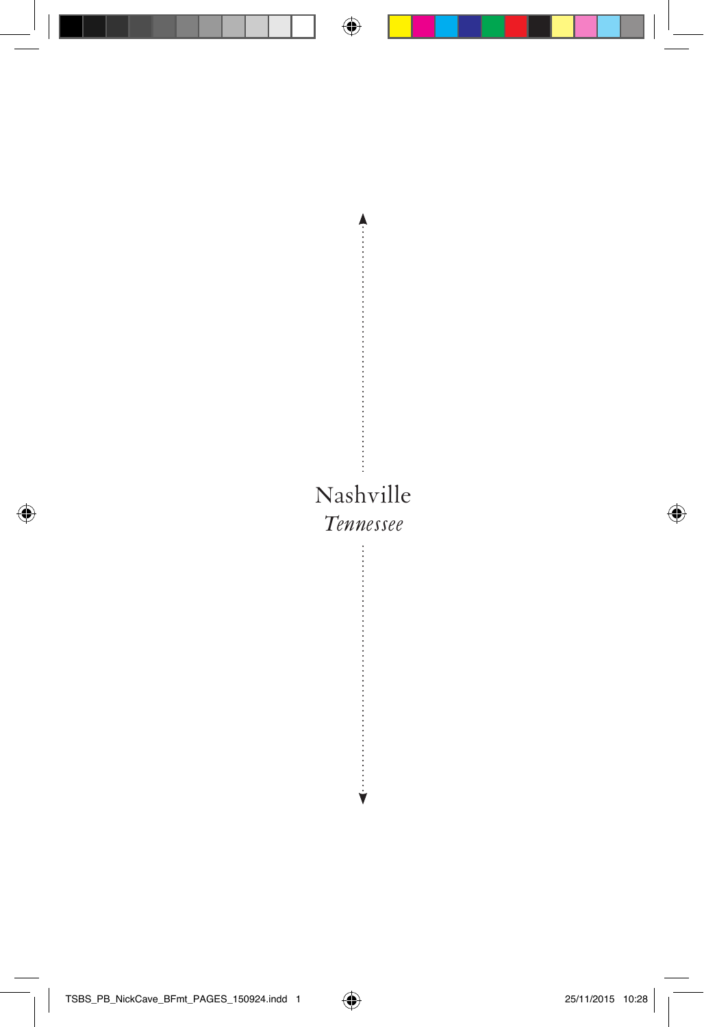Nashville

*Tennessee*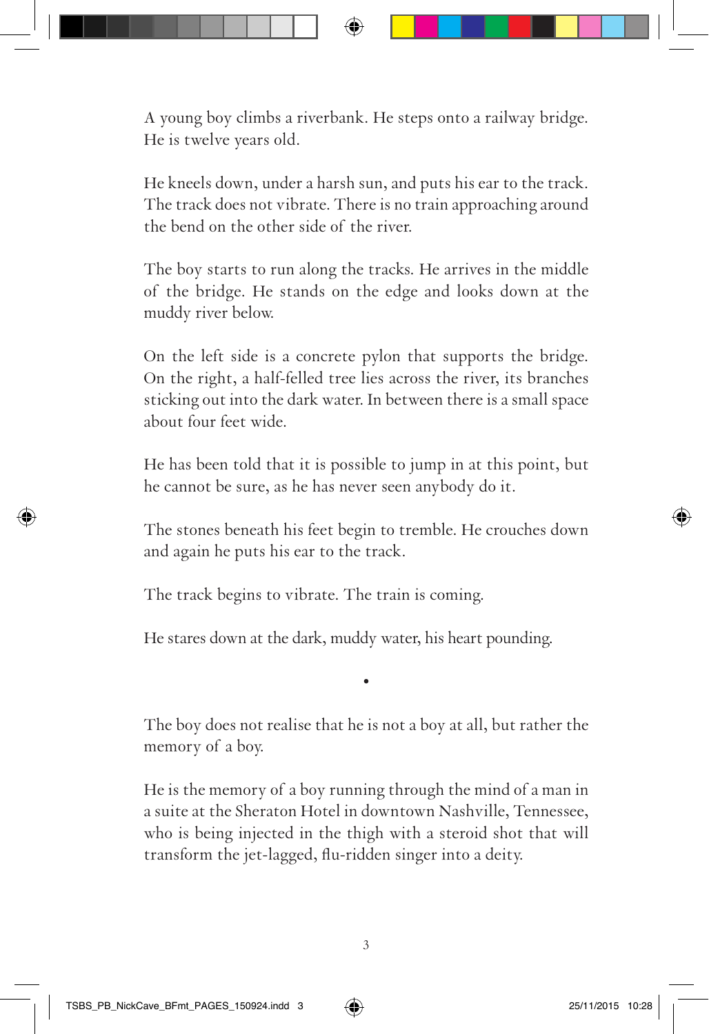A young boy climbs a riverbank. He steps onto a railway bridge. He is twelve years old.

He kneels down, under a harsh sun, and puts his ear to the track. The track does not vibrate. There is no train approaching around the bend on the other side of the river.

The boy starts to run along the tracks. He arrives in the middle of the bridge. He stands on the edge and looks down at the muddy river below.

On the left side is a concrete pylon that supports the bridge. On the right, a half-felled tree lies across the river, its branches sticking out into the dark water. In between there is a small space about four feet wide.

He has been told that it is possible to jump in at this point, but he cannot be sure, as he has never seen anybody do it.

The stones beneath his feet begin to tremble. He crouches down and again he puts his ear to the track.

The track begins to vibrate. The train is coming.

He stares down at the dark, muddy water, his heart pounding.

•

The boy does not realise that he is not a boy at all, but rather the memory of a boy.

He is the memory of a boy running through the mind of a man in a suite at the Sheraton Hotel in downtown Nashville, Tennessee, who is being injected in the thigh with a steroid shot that will transform the jet-lagged, flu-ridden singer into a deity.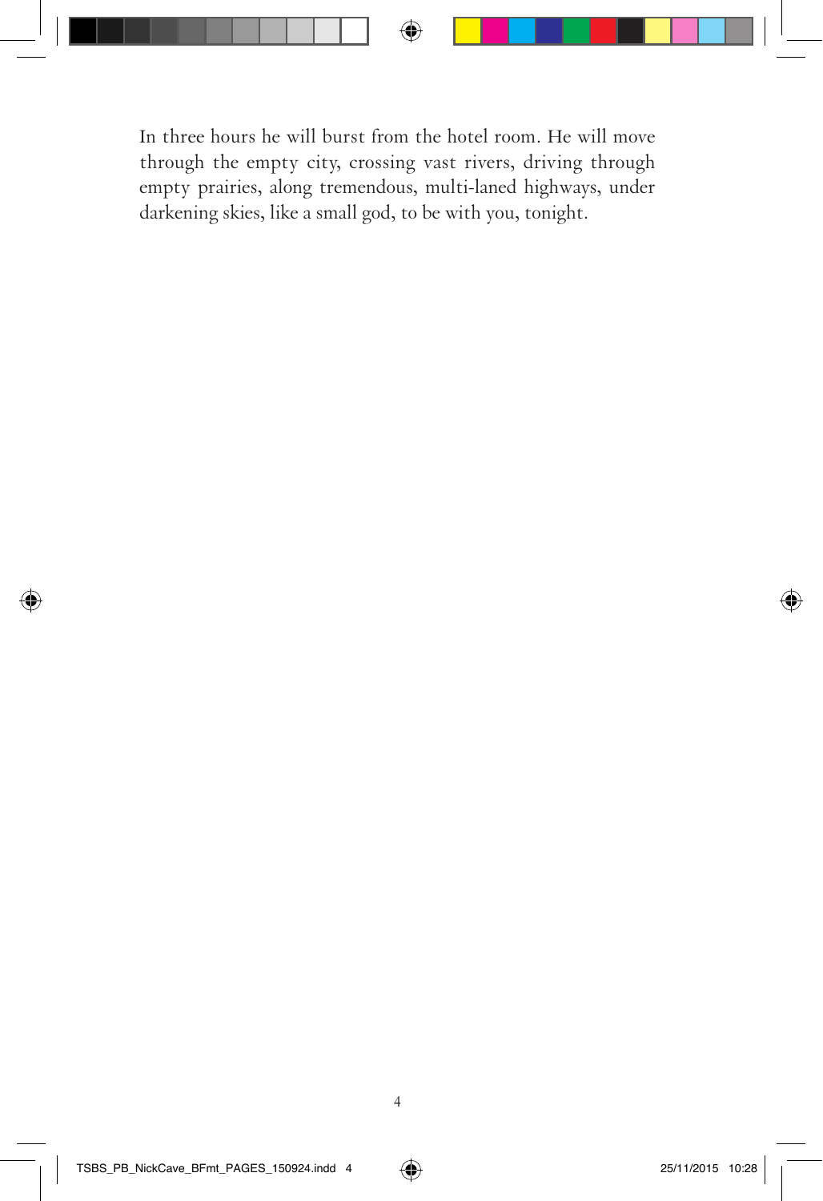In three hours he will burst from the hotel room. He will move through the empty city, crossing vast rivers, driving through empty prairies, along tremendous, multi-laned highways, under darkening skies, like a small god, to be with you, tonight.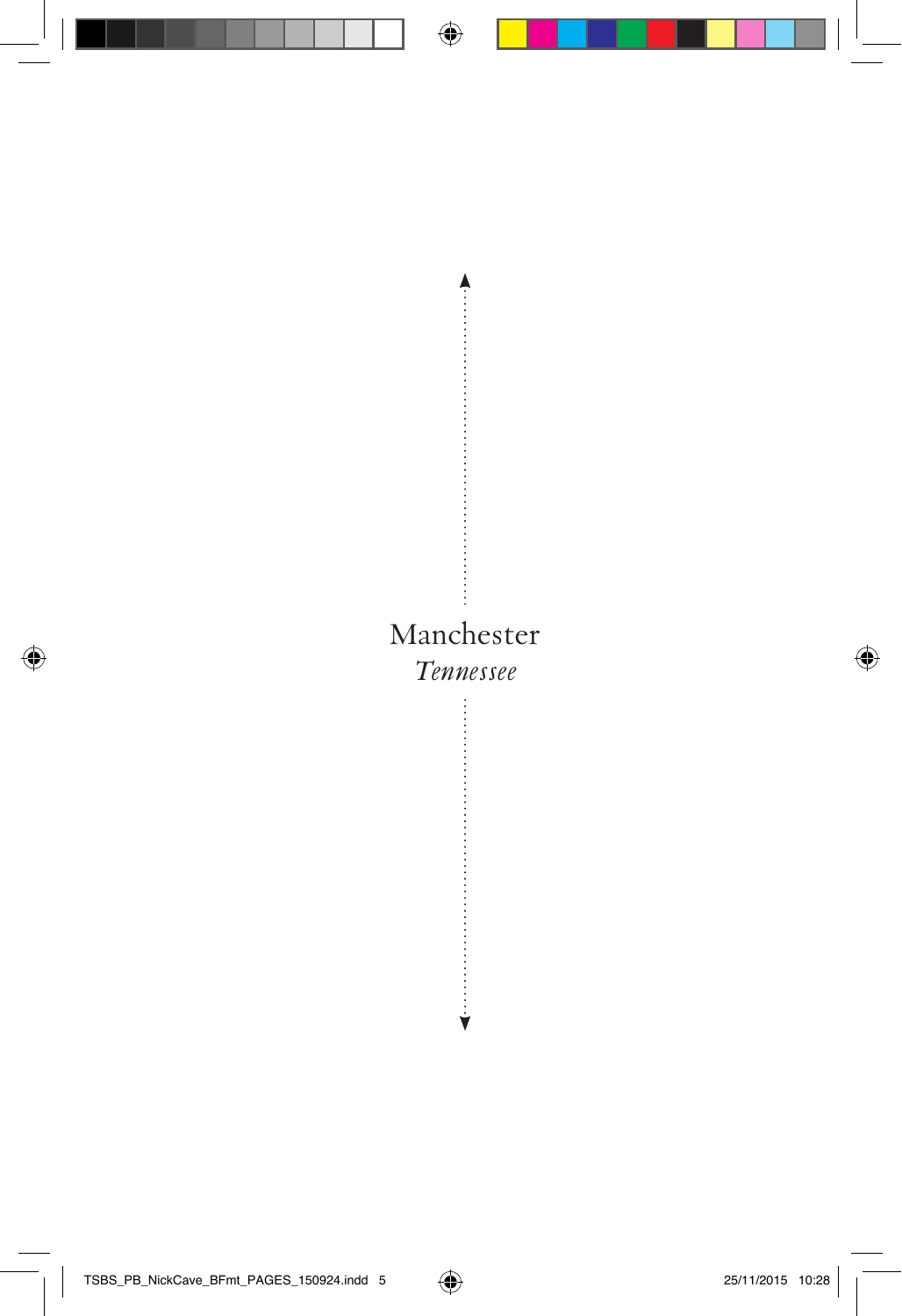# Manchester

*Tennessee*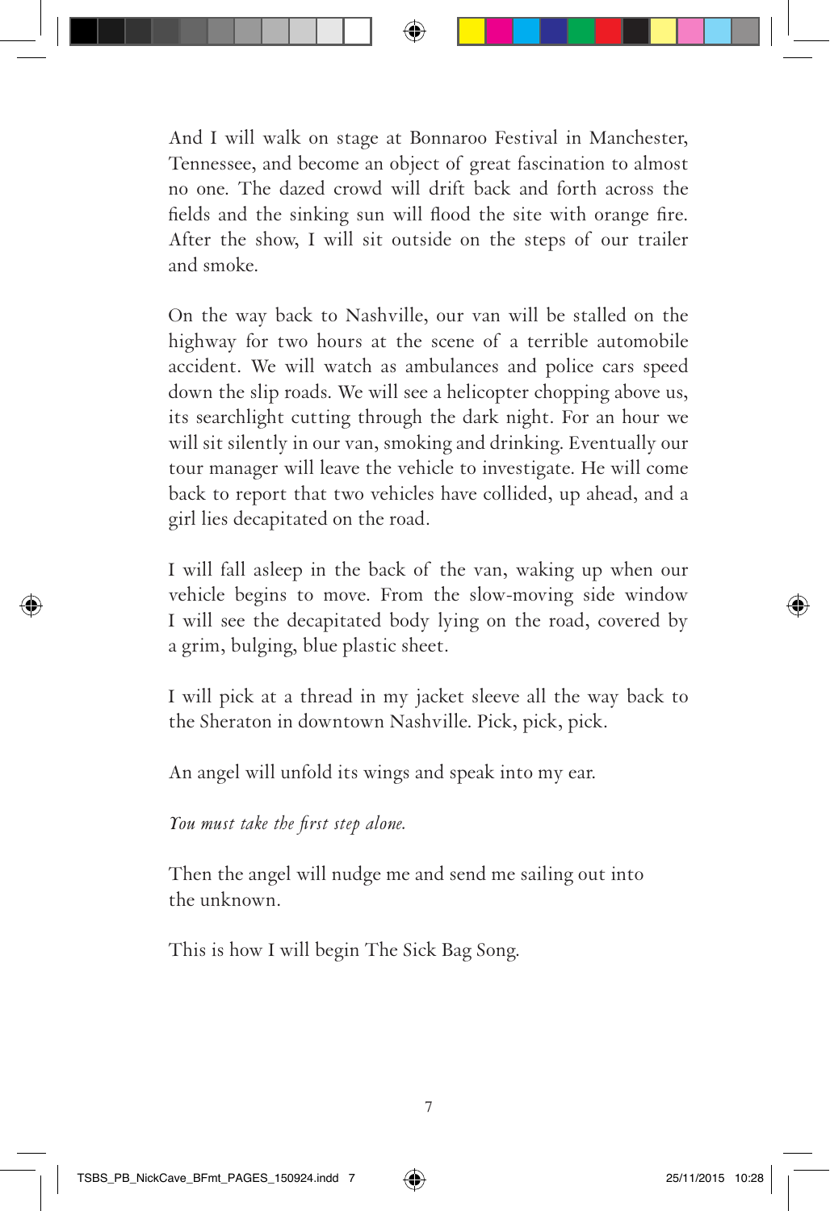And I will walk on stage at Bonnaroo Festival in Manchester, Tennessee, and become an object of great fascination to almost no one. The dazed crowd will drift back and forth across the fields and the sinking sun will flood the site with orange fire. After the show, I will sit outside on the steps of our trailer and smoke.

On the way back to Nashville, our van will be stalled on the highway for two hours at the scene of a terrible automobile accident. We will watch as ambulances and police cars speed down the slip roads. We will see a helicopter chopping above us, its searchlight cutting through the dark night. For an hour we will sit silently in our van, smoking and drinking. Eventually our tour manager will leave the vehicle to investigate. He will come back to report that two vehicles have collided, up ahead, and a girl lies decapitated on the road.

I will fall asleep in the back of the van, waking up when our vehicle begins to move. From the slow-moving side window I will see the decapitated body lying on the road, covered by a grim, bulging, blue plastic sheet.

I will pick at a thread in my jacket sleeve all the way back to the Sheraton in downtown Nashville. Pick, pick, pick.

An angel will unfold its wings and speak into my ear.

*You must take the first step alone.*

Then the angel will nudge me and send me sailing out into the unknown.

This is how I will begin The Sick Bag Song.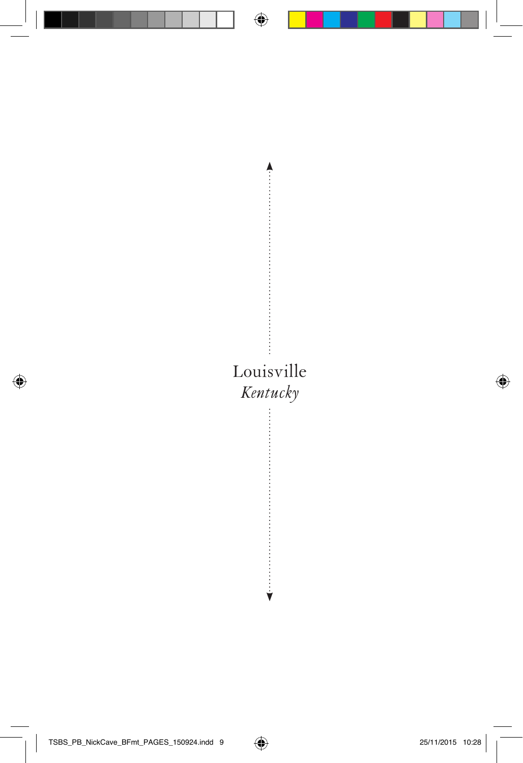Louisville

*Kentucky*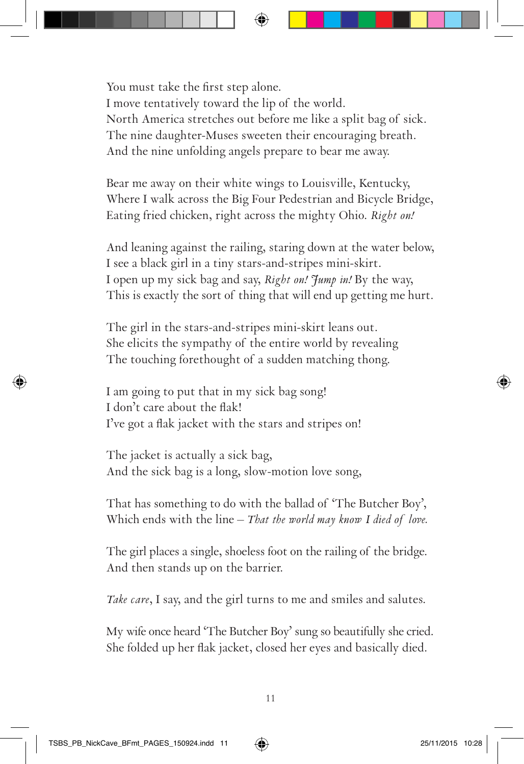You must take the first step alone.
I move tentatively toward the lip of the world.
North America stretches out before me like a split bag of sick.
The nine daughter-Muses sweeten their encouraging breath.
And the nine unfolding angels prepare to bear me away.

Bear me away on their white wings to Louisville, Kentucky,
Where I walk across the Big Four Pedestrian and Bicycle Bridge,
Eating fried chicken, right across the mighty Ohio. *Right on!*

And leaning against the railing, staring down at the water below,
I see a black girl in a tiny stars-and-stripes mini-skirt.
I open up my sick bag and say, *Right on! Jump in!* By the way,
This is exactly the sort of thing that will end up getting me hurt.

The girl in the stars-and-stripes mini-skirt leans out.
She elicits the sympathy of the entire world by revealing
The touching forethought of a sudden matching thong.

I am going to put that in my sick bag song!
I don't care about the flak!
I've got a flak jacket with the stars and stripes on!

The jacket is actually a sick bag,
And the sick bag is a long, slow-motion love song,

That has something to do with the ballad of 'The Butcher Boy',
Which ends with the line – *That the world may know I died of love.*

The girl places a single, shoeless foot on the railing of the bridge.
And then stands up on the barrier.

*Take care*, I say, and the girl turns to me and smiles and salutes.

My wife once heard 'The Butcher Boy' sung so beautifully she cried.
She folded up her flak jacket, closed her eyes and basically died.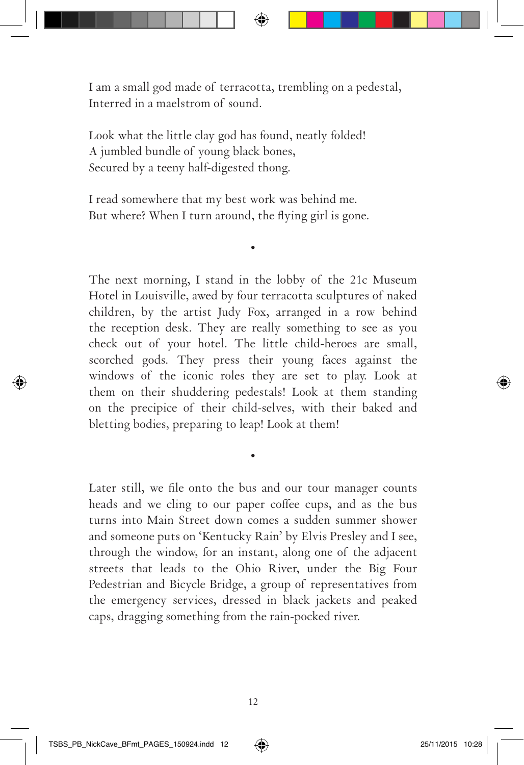I am a small god made of terracotta, trembling on a pedestal,  
Interred in a maelstrom of sound.

Look what the little clay god has found, neatly folded!  
A jumbled bundle of young black bones,  
Secured by a teeny half-digested thong.

I read somewhere that my best work was behind me.  
But where? When I turn around, the flying girl is gone.

•

The next morning, I stand in the lobby of the 21c Museum Hotel in Louisville, awed by four terracotta sculptures of naked children, by the artist Judy Fox, arranged in a row behind the reception desk. They are really something to see as you check out of your hotel. The little child-heroes are small, scorched gods. They press their young faces against the windows of the iconic roles they are set to play. Look at them on their shuddering pedestals! Look at them standing on the precipice of their child-selves, with their baked and bletting bodies, preparing to leap! Look at them!

•

Later still, we file onto the bus and our tour manager counts heads and we cling to our paper coffee cups, and as the bus turns into Main Street down comes a sudden summer shower and someone puts on 'Kentucky Rain' by Elvis Presley and I see, through the window, for an instant, along one of the adjacent streets that leads to the Ohio River, under the Big Four Pedestrian and Bicycle Bridge, a group of representatives from the emergency services, dressed in black jackets and peaked caps, dragging something from the rain-pocked river.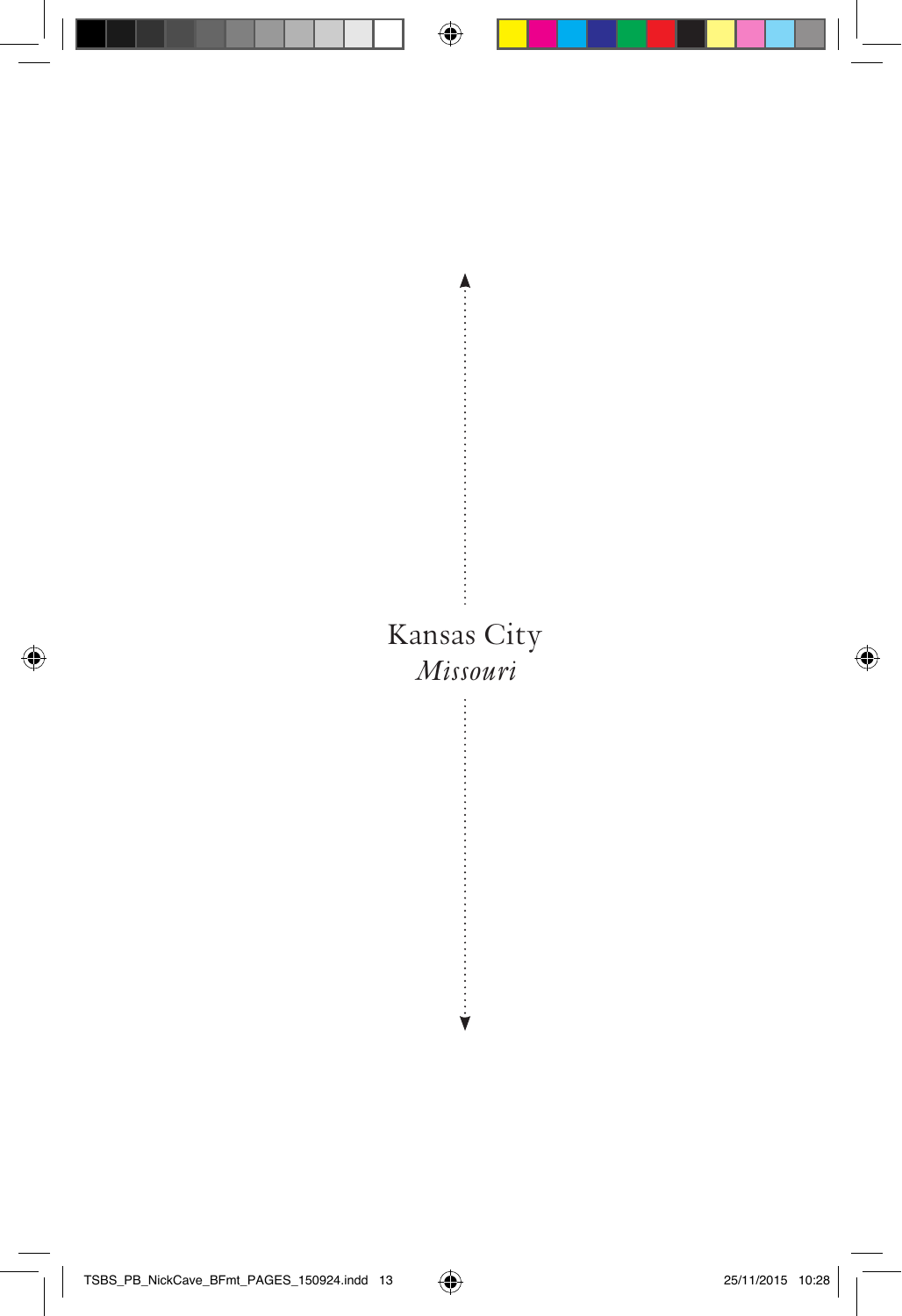# Kansas City

*Missouri*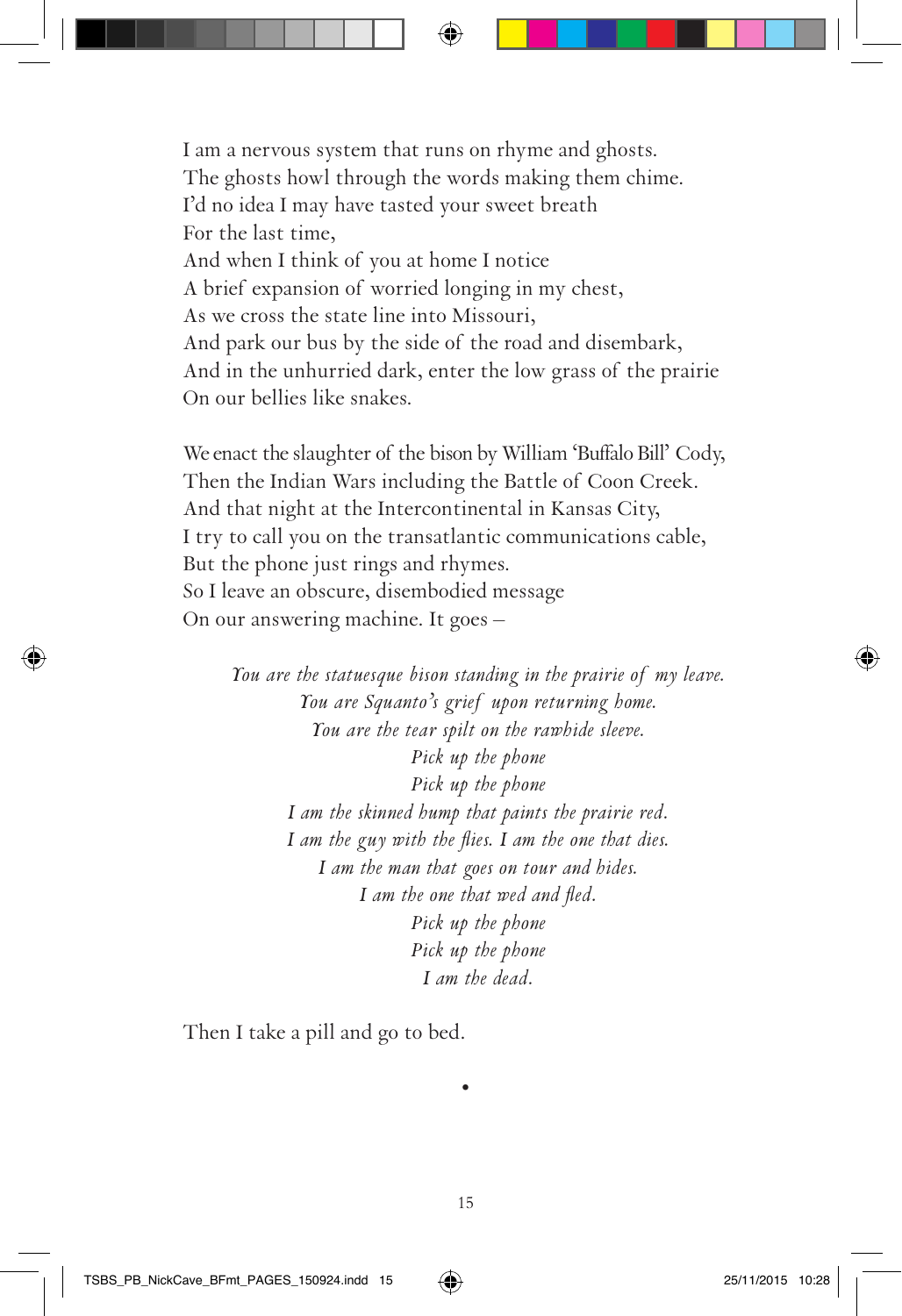I am a nervous system that runs on rhyme and ghosts.
The ghosts howl through the words making them chime.
I'd no idea I may have tasted your sweet breath
For the last time,
And when I think of you at home I notice
A brief expansion of worried longing in my chest,
As we cross the state line into Missouri,
And park our bus by the side of the road and disembark,
And in the unhurried dark, enter the low grass of the prairie
On our bellies like snakes.

We enact the slaughter of the bison by William 'Buffalo Bill' Cody,
Then the Indian Wars including the Battle of Coon Creek.
And that night at the Intercontinental in Kansas City,
I try to call you on the transatlantic communications cable,
But the phone just rings and rhymes.
So I leave an obscure, disembodied message
On our answering machine. It goes –

*You are the statuesque bison standing in the prairie of my leave.*
*You are Squanto's grief upon returning home.*
*You are the tear spilt on the rawhide sleeve.*
*Pick up the phone*
*Pick up the phone*
*I am the skinned hump that paints the prairie red.*
*I am the guy with the flies. I am the one that dies.*
*I am the man that goes on tour and hides.*
*I am the one that wed and fled.*
*Pick up the phone*
*Pick up the phone*
*I am the dead.*

Then I take a pill and go to bed.

•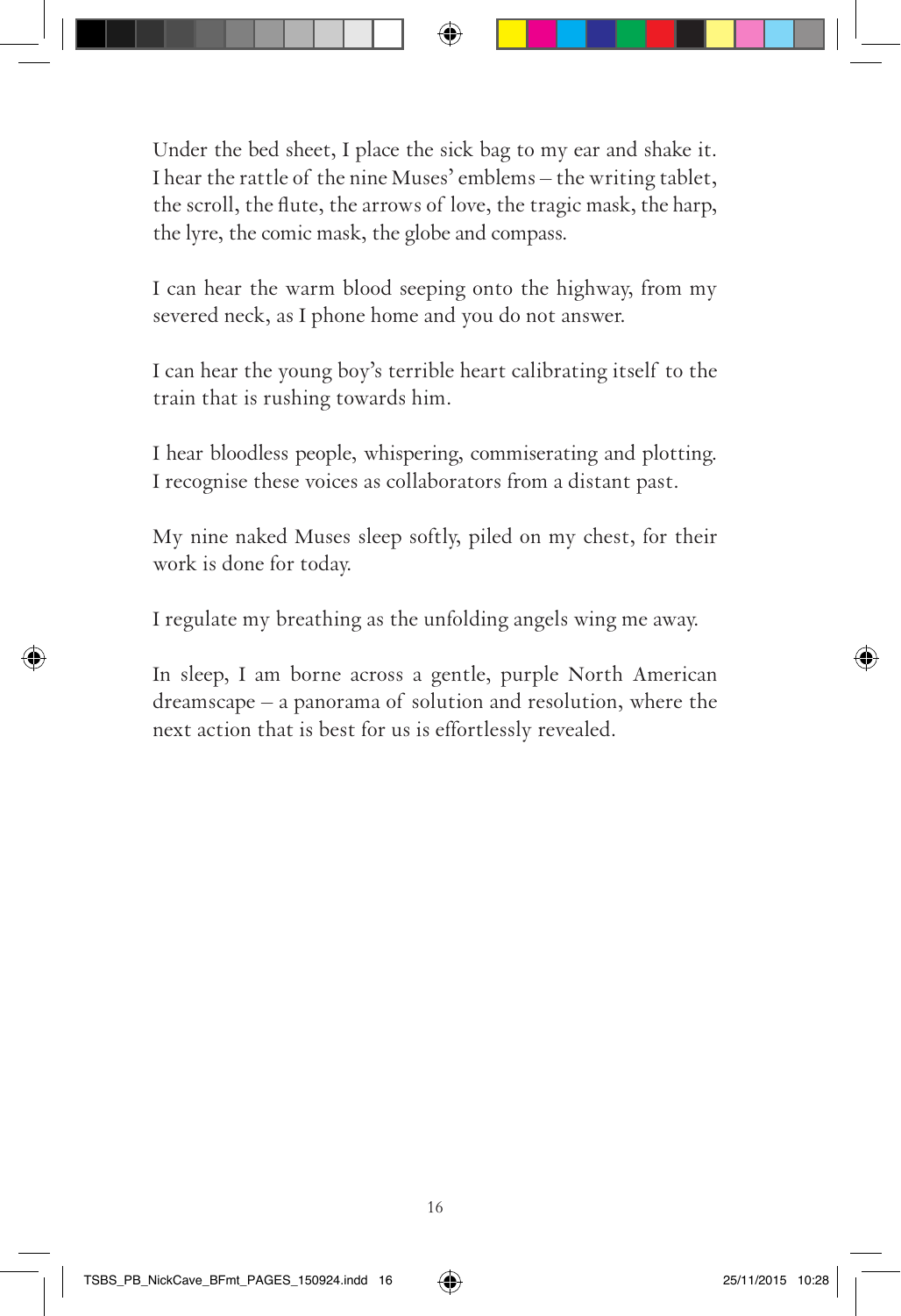Under the bed sheet, I place the sick bag to my ear and shake it. I hear the rattle of the nine Muses' emblems – the writing tablet, the scroll, the flute, the arrows of love, the tragic mask, the harp, the lyre, the comic mask, the globe and compass.

I can hear the warm blood seeping onto the highway, from my severed neck, as I phone home and you do not answer.

I can hear the young boy's terrible heart calibrating itself to the train that is rushing towards him.

I hear bloodless people, whispering, commiserating and plotting. I recognise these voices as collaborators from a distant past.

My nine naked Muses sleep softly, piled on my chest, for their work is done for today.

I regulate my breathing as the unfolding angels wing me away.

In sleep, I am borne across a gentle, purple North American dreamscape – a panorama of solution and resolution, where the next action that is best for us is effortlessly revealed.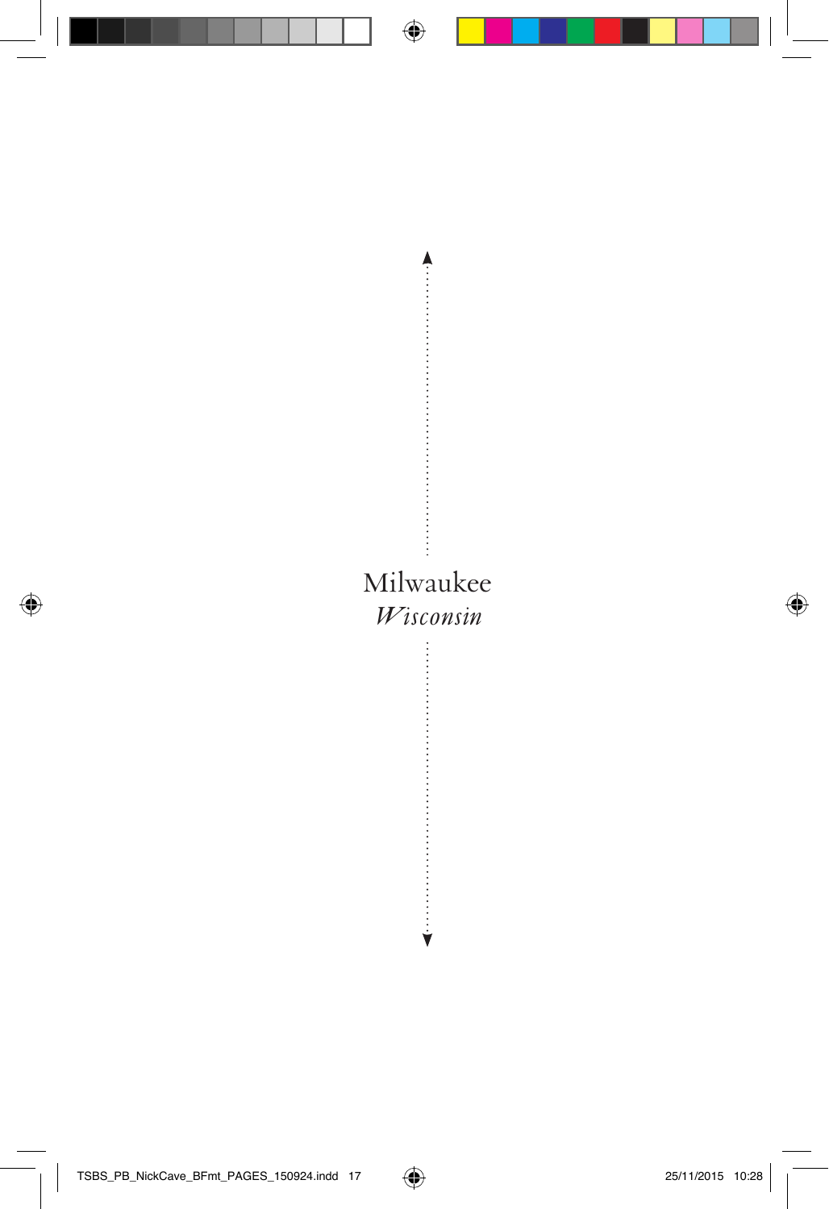Milwaukee

*Wisconsin*